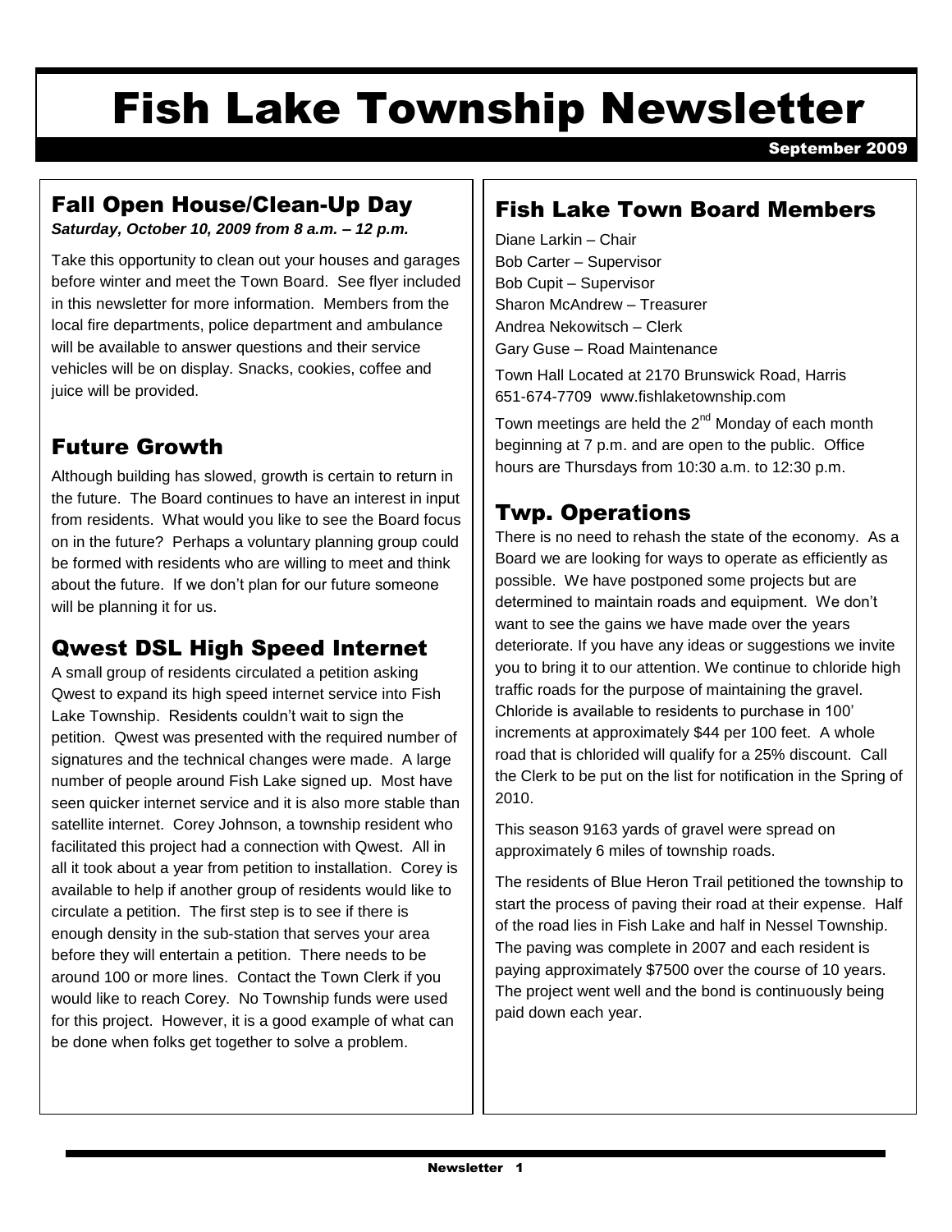# Fish Lake Township Newsletter

September 2009

## Fall Open House/Clean-Up Day

***Saturday, October 10, 2009 from 8 a.m. – 12 p.m.***

Take this opportunity to clean out your houses and garages before winter and meet the Town Board. See flyer included in this newsletter for more information. Members from the local fire departments, police department and ambulance will be available to answer questions and their service vehicles will be on display. Snacks, cookies, coffee and juice will be provided.

## Future Growth

Although building has slowed, growth is certain to return in the future. The Board continues to have an interest in input from residents. What would you like to see the Board focus on in the future? Perhaps a voluntary planning group could be formed with residents who are willing to meet and think about the future. If we don't plan for our future someone will be planning it for us.

## Qwest DSL High Speed Internet

A small group of residents circulated a petition asking Qwest to expand its high speed internet service into Fish Lake Township. Residents couldn't wait to sign the petition. Qwest was presented with the required number of signatures and the technical changes were made. A large number of people around Fish Lake signed up. Most have seen quicker internet service and it is also more stable than satellite internet. Corey Johnson, a township resident who facilitated this project had a connection with Qwest. All in all it took about a year from petition to installation. Corey is available to help if another group of residents would like to circulate a petition. The first step is to see if there is enough density in the sub-station that serves your area before they will entertain a petition. There needs to be around 100 or more lines. Contact the Town Clerk if you would like to reach Corey. No Township funds were used for this project. However, it is a good example of what can be done when folks get together to solve a problem.

## Fish Lake Town Board Members

Diane Larkin – Chair
Bob Carter – Supervisor
Bob Cupit – Supervisor
Sharon McAndrew – Treasurer
Andrea Nekowitsch – Clerk
Gary Guse – Road Maintenance

Town Hall Located at 2170 Brunswick Road, Harris
651-674-7709 www.fishlaketownship.com

Town meetings are held the 2nd Monday of each month beginning at 7 p.m. and are open to the public. Office hours are Thursdays from 10:30 a.m. to 12:30 p.m.

## Twp. Operations

There is no need to rehash the state of the economy. As a Board we are looking for ways to operate as efficiently as possible. We have postponed some projects but are determined to maintain roads and equipment. We don't want to see the gains we have made over the years deteriorate. If you have any ideas or suggestions we invite you to bring it to our attention. We continue to chloride high traffic roads for the purpose of maintaining the gravel. Chloride is available to residents to purchase in 100' increments at approximately $44 per 100 feet. A whole road that is chlorided will qualify for a 25% discount. Call the Clerk to be put on the list for notification in the Spring of 2010.

This season 9163 yards of gravel were spread on approximately 6 miles of township roads.

The residents of Blue Heron Trail petitioned the township to start the process of paving their road at their expense. Half of the road lies in Fish Lake and half in Nessel Township. The paving was complete in 2007 and each resident is paying approximately $7500 over the course of 10 years. The project went well and the bond is continuously being paid down each year.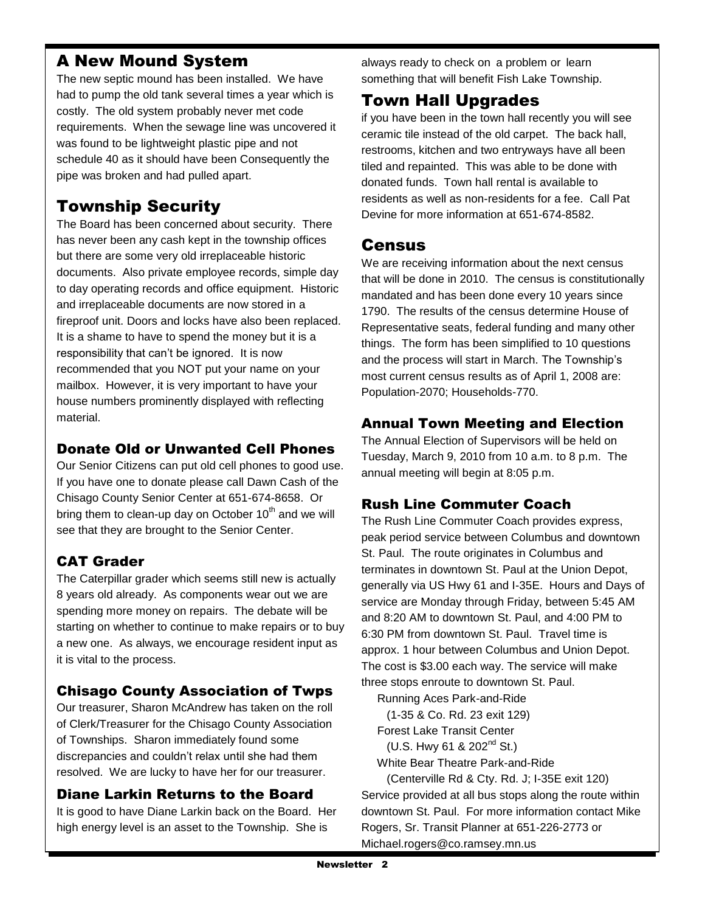## A New Mound System

The new septic mound has been installed. We have had to pump the old tank several times a year which is costly. The old system probably never met code requirements. When the sewage line was uncovered it was found to be lightweight plastic pipe and not schedule 40 as it should have been Consequently the pipe was broken and had pulled apart.

## Township Security

The Board has been concerned about security. There has never been any cash kept in the township offices but there are some very old irreplaceable historic documents. Also private employee records, simple day to day operating records and office equipment. Historic and irreplaceable documents are now stored in a fireproof unit. Doors and locks have also been replaced. It is a shame to have to spend the money but it is a responsibility that can't be ignored. It is now recommended that you NOT put your name on your mailbox. However, it is very important to have your house numbers prominently displayed with reflecting material.

### Donate Old or Unwanted Cell Phones

Our Senior Citizens can put old cell phones to good use. If you have one to donate please call Dawn Cash of the Chisago County Senior Center at 651-674-8658. Or bring them to clean-up day on October 10th and we will see that they are brought to the Senior Center.

### CAT Grader

The Caterpillar grader which seems still new is actually 8 years old already. As components wear out we are spending more money on repairs. The debate will be starting on whether to continue to make repairs or to buy a new one. As always, we encourage resident input as it is vital to the process.

### Chisago County Association of Twps

Our treasurer, Sharon McAndrew has taken on the roll of Clerk/Treasurer for the Chisago County Association of Townships. Sharon immediately found some discrepancies and couldn't relax until she had them resolved. We are lucky to have her for our treasurer.

### Diane Larkin Returns to the Board

It is good to have Diane Larkin back on the Board. Her high energy level is an asset to the Township. She is always ready to check on a problem or learn something that will benefit Fish Lake Township.

## Town Hall Upgrades

if you have been in the town hall recently you will see ceramic tile instead of the old carpet. The back hall, restrooms, kitchen and two entryways have all been tiled and repainted. This was able to be done with donated funds. Town hall rental is available to residents as well as non-residents for a fee. Call Pat Devine for more information at 651-674-8582.

## Census

We are receiving information about the next census that will be done in 2010. The census is constitutionally mandated and has been done every 10 years since 1790. The results of the census determine House of Representative seats, federal funding and many other things. The form has been simplified to 10 questions and the process will start in March. The Township's most current census results as of April 1, 2008 are: Population-2070; Households-770.

### Annual Town Meeting and Election

The Annual Election of Supervisors will be held on Tuesday, March 9, 2010 from 10 a.m. to 8 p.m. The annual meeting will begin at 8:05 p.m.

### Rush Line Commuter Coach

The Rush Line Commuter Coach provides express, peak period service between Columbus and downtown St. Paul. The route originates in Columbus and terminates in downtown St. Paul at the Union Depot, generally via US Hwy 61 and I-35E. Hours and Days of service are Monday through Friday, between 5:45 AM and 8:20 AM to downtown St. Paul, and 4:00 PM to 6:30 PM from downtown St. Paul. Travel time is approx. 1 hour between Columbus and Union Depot. The cost is $3.00 each way. The service will make three stops enroute to downtown St. Paul.

Running Aces Park-and-Ride
(1-35 & Co. Rd. 23 exit 129)
Forest Lake Transit Center
(U.S. Hwy 61 & 202nd St.)
White Bear Theatre Park-and-Ride
(Centerville Rd & Cty. Rd. J; I-35E exit 120)

Service provided at all bus stops along the route within downtown St. Paul. For more information contact Mike Rogers, Sr. Transit Planner at 651-226-2773 or Michael.rogers@co.ramsey.mn.us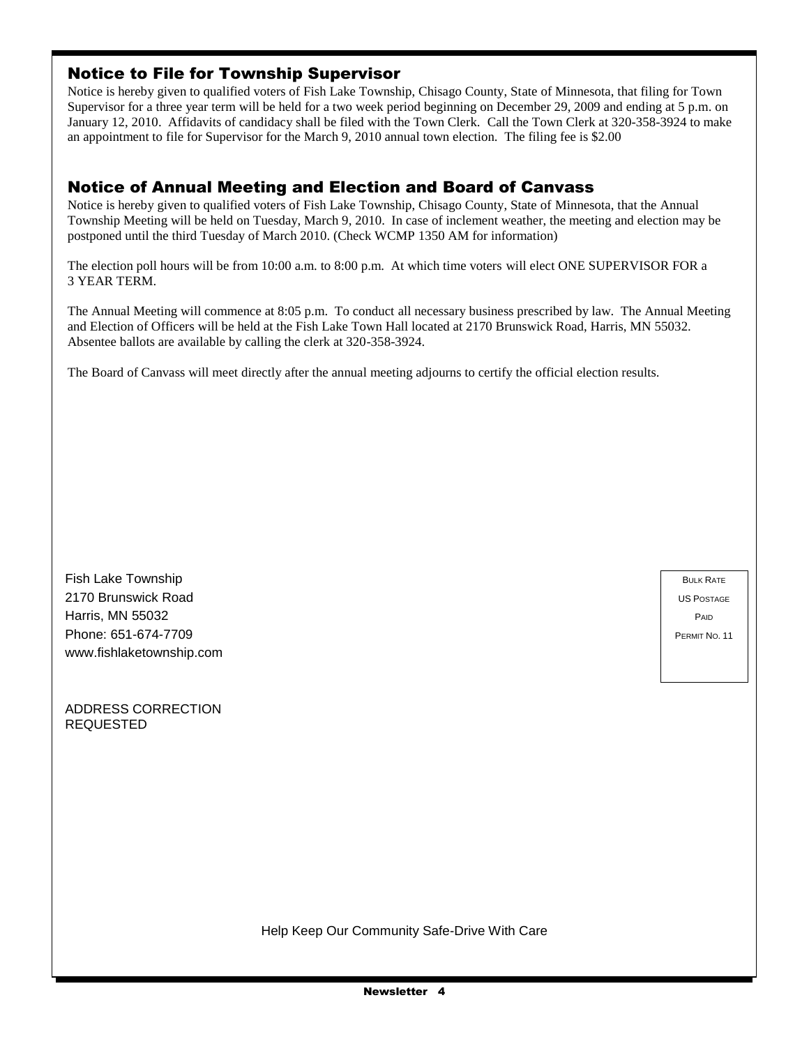## Notice to File for Township Supervisor

Notice is hereby given to qualified voters of Fish Lake Township, Chisago County, State of Minnesota, that filing for Town Supervisor for a three year term will be held for a two week period beginning on December 29, 2009 and ending at 5 p.m. on January 12, 2010. Affidavits of candidacy shall be filed with the Town Clerk. Call the Town Clerk at 320-358-3924 to make an appointment to file for Supervisor for the March 9, 2010 annual town election. The filing fee is $2.00

## Notice of Annual Meeting and Election and Board of Canvass

Notice is hereby given to qualified voters of Fish Lake Township, Chisago County, State of Minnesota, that the Annual Township Meeting will be held on Tuesday, March 9, 2010. In case of inclement weather, the meeting and election may be postponed until the third Tuesday of March 2010. (Check WCMP 1350 AM for information)

The election poll hours will be from 10:00 a.m. to 8:00 p.m. At which time voters will elect ONE SUPERVISOR FOR a 3 YEAR TERM.

The Annual Meeting will commence at 8:05 p.m. To conduct all necessary business prescribed by law. The Annual Meeting and Election of Officers will be held at the Fish Lake Town Hall located at 2170 Brunswick Road, Harris, MN 55032. Absentee ballots are available by calling the clerk at 320-358-3924.

The Board of Canvass will meet directly after the annual meeting adjourns to certify the official election results.

Fish Lake Township
2170 Brunswick Road
Harris, MN 55032
Phone: 651-674-7709
www.fishlaketownship.com

BULK RATE
US POSTAGE
PAID
PERMIT NO. 11

ADDRESS CORRECTION
REQUESTED

Help Keep Our Community Safe-Drive With Care